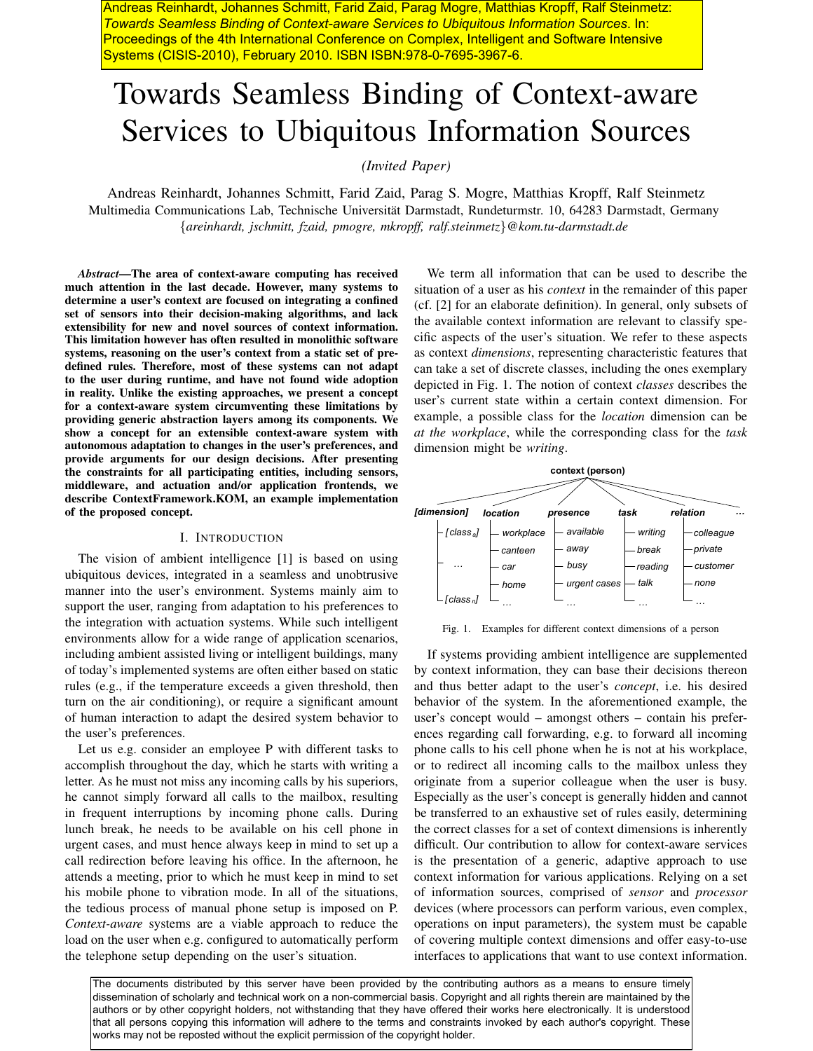Andreas Reinhardt, Johannes Schmitt, Farid Zaid, Parag Mogre, Matthias Kropff, Ralf Steinmetz: *Towards Seamless Binding of Context-aware Services to Ubiquitous Information Sources*. In: Proceedings of the 4th International Conference on Complex, Intelligent and Software Intensive Systems (CISIS-2010), February 2010. ISBN ISBN:978-0-7695-3967-6.

# Towards Seamless Binding of Context-aware Services to Ubiquitous Information Sources

*(Invited Paper)*

Andreas Reinhardt, Johannes Schmitt, Farid Zaid, Parag S. Mogre, Matthias Kropff, Ralf Steinmetz
Multimedia Communications Lab, Technische Universität Darmstadt, Rundeturmstr. 10, 64283 Darmstadt, Germany
{*areinhardt, jschmitt, fzaid, pmogre, mkropff, ralf.steinmetz*}*@kom.tu-darmstadt.de*

***Abstract*—The area of context-aware computing has received much attention in the last decade. However, many systems to determine a user's context are focused on integrating a confined set of sensors into their decision-making algorithms, and lack extensibility for new and novel sources of context information. This limitation however has often resulted in monolithic software systems, reasoning on the user's context from a static set of predefined rules. Therefore, most of these systems can not adapt to the user during runtime, and have not found wide adoption in reality. Unlike the existing approaches, we present a concept for a context-aware system circumventing these limitations by providing generic abstraction layers among its components. We show a concept for an extensible context-aware system with autonomous adaptation to changes in the user's preferences, and provide arguments for our design decisions. After presenting the constraints for all participating entities, including sensors, middleware, and actuation and/or application frontends, we describe ContextFramework.KOM, an example implementation of the proposed concept.**

## I. Introduction

The vision of ambient intelligence [1] is based on using ubiquitous devices, integrated in a seamless and unobtrusive manner into the user's environment. Systems mainly aim to support the user, ranging from adaptation to his preferences to the integration with actuation systems. While such intelligent environments allow for a wide range of application scenarios, including ambient assisted living or intelligent buildings, many of today's implemented systems are often either based on static rules (e.g., if the temperature exceeds a given threshold, then turn on the air conditioning), or require a significant amount of human interaction to adapt the desired system behavior to the user's preferences.

Let us e.g. consider an employee P with different tasks to accomplish throughout the day, which he starts with writing a letter. As he must not miss any incoming calls by his superiors, he cannot simply forward all calls to the mailbox, resulting in frequent interruptions by incoming phone calls. During lunch break, he needs to be available on his cell phone in urgent cases, and must hence always keep in mind to set up a call redirection before leaving his office. In the afternoon, he attends a meeting, prior to which he must keep in mind to set his mobile phone to vibration mode. In all of the situations, the tedious process of manual phone setup is imposed on P. *Context-aware* systems are a viable approach to reduce the load on the user when e.g. configured to automatically perform the telephone setup depending on the user's situation.

We term all information that can be used to describe the situation of a user as his *context* in the remainder of this paper (cf. [2] for an elaborate definition). In general, only subsets of the available context information are relevant to classify specific aspects of the user's situation. We refer to these aspects as context *dimensions*, representing characteristic features that can take a set of discrete classes, including the ones exemplary depicted in Fig. 1. The notion of context *classes* describes the user's current state within a certain context dimension. For example, a possible class for the *location* dimension can be *at the workplace*, while the corresponding class for the *task* dimension might be *writing*.

context (person)

[dimension]: [class$_a$], ..., [class$_n$]
location: workplace, canteen, car, home, ...
presence: available, away, busy, urgent cases, ...
task: writing, break, reading, talk, ...
relation: colleague, private, customer, none, ...
...

Fig. 1. Examples for different context dimensions of a person

If systems providing ambient intelligence are supplemented by context information, they can base their decisions thereon and thus better adapt to the user's *concept*, i.e. his desired behavior of the system. In the aforementioned example, the user's concept would – amongst others – contain his preferences regarding call forwarding, e.g. to forward all incoming phone calls to his cell phone when he is not at his workplace, or to redirect all incoming calls to the mailbox unless they originate from a superior colleague when the user is busy. Especially as the user's concept is generally hidden and cannot be transferred to an exhaustive set of rules easily, determining the correct classes for a set of context dimensions is inherently difficult. Our contribution to allow for context-aware services is the presentation of a generic, adaptive approach to use context information for various applications. Relying on a set of information sources, comprised of *sensor* and *processor* devices (where processors can perform various, even complex, operations on input parameters), the system must be capable of covering multiple context dimensions and offer easy-to-use interfaces to applications that want to use context information.

The documents distributed by this server have been provided by the contributing authors as a means to ensure timely dissemination of scholarly and technical work on a non-commercial basis. Copyright and all rights therein are maintained by the authors or by other copyright holders, not withstanding that they have offered their works here electronically. It is understood that all persons copying this information will adhere to the terms and constraints invoked by each author's copyright. These works may not be reposted without the explicit permission of the copyright holder.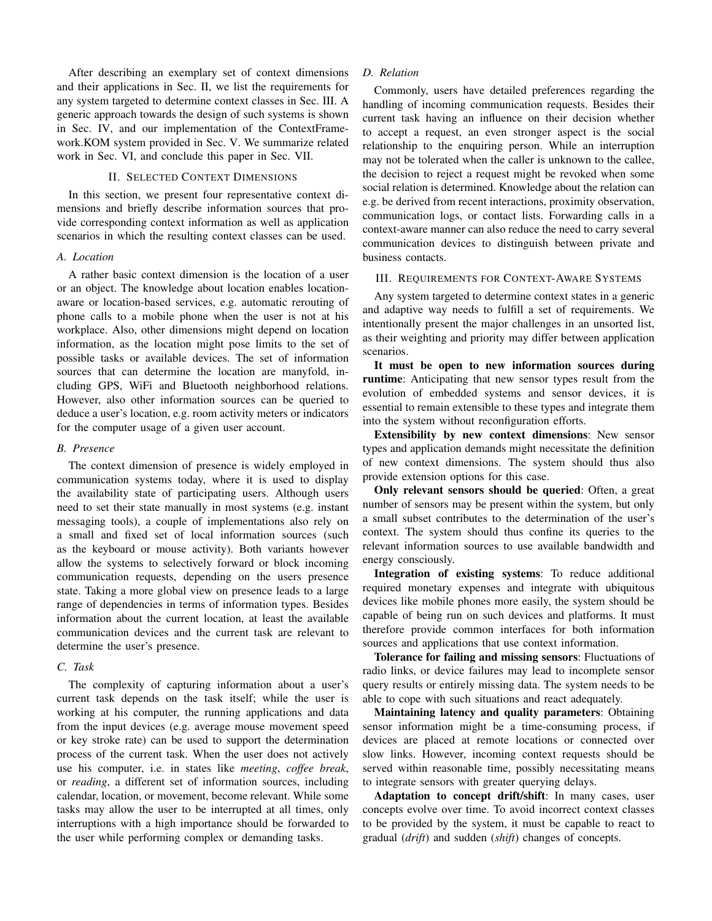After describing an exemplary set of context dimensions and their applications in Sec. II, we list the requirements for any system targeted to determine context classes in Sec. III. A generic approach towards the design of such systems is shown in Sec. IV, and our implementation of the ContextFramework.KOM system provided in Sec. V. We summarize related work in Sec. VI, and conclude this paper in Sec. VII.

## II. Selected Context Dimensions

In this section, we present four representative context dimensions and briefly describe information sources that provide corresponding context information as well as application scenarios in which the resulting context classes can be used.

### A. Location

A rather basic context dimension is the location of a user or an object. The knowledge about location enables location-aware or location-based services, e.g. automatic rerouting of phone calls to a mobile phone when the user is not at his workplace. Also, other dimensions might depend on location information, as the location might pose limits to the set of possible tasks or available devices. The set of information sources that can determine the location are manyfold, including GPS, WiFi and Bluetooth neighborhood relations. However, also other information sources can be queried to deduce a user's location, e.g. room activity meters or indicators for the computer usage of a given user account.

### B. Presence

The context dimension of presence is widely employed in communication systems today, where it is used to display the availability state of participating users. Although users need to set their state manually in most systems (e.g. instant messaging tools), a couple of implementations also rely on a small and fixed set of local information sources (such as the keyboard or mouse activity). Both variants however allow the systems to selectively forward or block incoming communication requests, depending on the users presence state. Taking a more global view on presence leads to a large range of dependencies in terms of information types. Besides information about the current location, at least the available communication devices and the current task are relevant to determine the user's presence.

### C. Task

The complexity of capturing information about a user's current task depends on the task itself; while the user is working at his computer, the running applications and data from the input devices (e.g. average mouse movement speed or key stroke rate) can be used to support the determination process of the current task. When the user does not actively use his computer, i.e. in states like *meeting*, *coffee break*, or *reading*, a different set of information sources, including calendar, location, or movement, become relevant. While some tasks may allow the user to be interrupted at all times, only interruptions with a high importance should be forwarded to the user while performing complex or demanding tasks.

### D. Relation

Commonly, users have detailed preferences regarding the handling of incoming communication requests. Besides their current task having an influence on their decision whether to accept a request, an even stronger aspect is the social relationship to the enquiring person. While an interruption may not be tolerated when the caller is unknown to the callee, the decision to reject a request might be revoked when some social relation is determined. Knowledge about the relation can e.g. be derived from recent interactions, proximity observation, communication logs, or contact lists. Forwarding calls in a context-aware manner can also reduce the need to carry several communication devices to distinguish between private and business contacts.

## III. Requirements for Context-Aware Systems

Any system targeted to determine context states in a generic and adaptive way needs to fulfill a set of requirements. We intentionally present the major challenges in an unsorted list, as their weighting and priority may differ between application scenarios.

**It must be open to new information sources during runtime**: Anticipating that new sensor types result from the evolution of embedded systems and sensor devices, it is essential to remain extensible to these types and integrate them into the system without reconfiguration efforts.

**Extensibility by new context dimensions**: New sensor types and application demands might necessitate the definition of new context dimensions. The system should thus also provide extension options for this case.

**Only relevant sensors should be queried**: Often, a great number of sensors may be present within the system, but only a small subset contributes to the determination of the user's context. The system should thus confine its queries to the relevant information sources to use available bandwidth and energy consciously.

**Integration of existing systems**: To reduce additional required monetary expenses and integrate with ubiquitous devices like mobile phones more easily, the system should be capable of being run on such devices and platforms. It must therefore provide common interfaces for both information sources and applications that use context information.

**Tolerance for failing and missing sensors**: Fluctuations of radio links, or device failures may lead to incomplete sensor query results or entirely missing data. The system needs to be able to cope with such situations and react adequately.

**Maintaining latency and quality parameters**: Obtaining sensor information might be a time-consuming process, if devices are placed at remote locations or connected over slow links. However, incoming context requests should be served within reasonable time, possibly necessitating means to integrate sensors with greater querying delays.

**Adaptation to concept drift/shift**: In many cases, user concepts evolve over time. To avoid incorrect context classes to be provided by the system, it must be capable to react to gradual (*drift*) and sudden (*shift*) changes of concepts.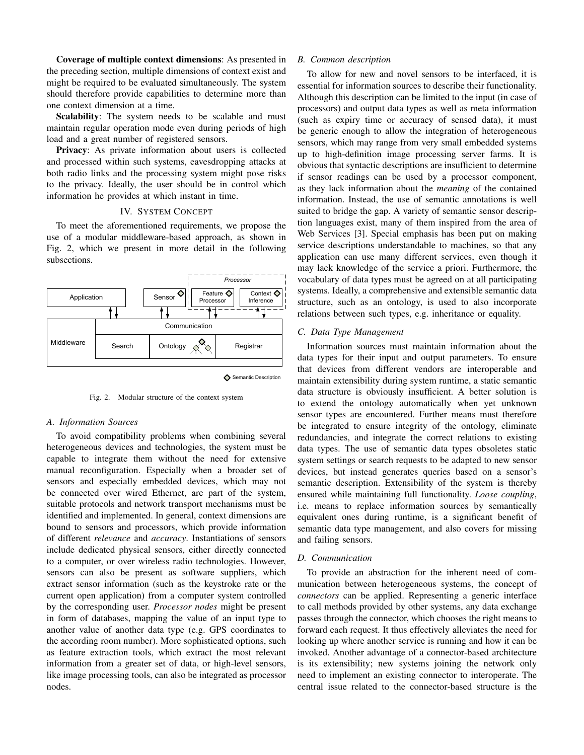**Coverage of multiple context dimensions**: As presented in the preceding section, multiple dimensions of context exist and might be required to be evaluated simultaneously. The system should therefore provide capabilities to determine more than one context dimension at a time.

**Scalability**: The system needs to be scalable and must maintain regular operation mode even during periods of high load and a great number of registered sensors.

**Privacy**: As private information about users is collected and processed within such systems, eavesdropping attacks at both radio links and the processing system might pose risks to the privacy. Ideally, the user should be in control which information he provides at which instant in time.

## IV. System Concept

To meet the aforementioned requirements, we propose the use of a modular middleware-based approach, as shown in Fig. 2, which we present in more detail in the following subsections.

Fig. 2. Modular structure of the context system

### A. Information Sources

To avoid compatibility problems when combining several heterogeneous devices and technologies, the system must be capable to integrate them without the need for extensive manual reconfiguration. Especially when a broader set of sensors and especially embedded devices, which may not be connected over wired Ethernet, are part of the system, suitable protocols and network transport mechanisms must be identified and implemented. In general, context dimensions are bound to sensors and processors, which provide information of different *relevance* and *accuracy*. Instantiations of sensors include dedicated physical sensors, either directly connected to a computer, or over wireless radio technologies. However, sensors can also be present as software suppliers, which extract sensor information (such as the keystroke rate or the current open application) from a computer system controlled by the corresponding user. *Processor nodes* might be present in form of databases, mapping the value of an input type to another value of another data type (e.g. GPS coordinates to the according room number). More sophisticated options, such as feature extraction tools, which extract the most relevant information from a greater set of data, or high-level sensors, like image processing tools, can also be integrated as processor nodes.

### B. Common description

To allow for new and novel sensors to be interfaced, it is essential for information sources to describe their functionality. Although this description can be limited to the input (in case of processors) and output data types as well as meta information (such as expiry time or accuracy of sensed data), it must be generic enough to allow the integration of heterogeneous sensors, which may range from very small embedded systems up to high-definition image processing server farms. It is obvious that syntactic descriptions are insufficient to determine if sensor readings can be used by a processor component, as they lack information about the *meaning* of the contained information. Instead, the use of semantic annotations is well suited to bridge the gap. A variety of semantic sensor description languages exist, many of them inspired from the area of Web Services [3]. Special emphasis has been put on making service descriptions understandable to machines, so that any application can use many different services, even though it may lack knowledge of the service a priori. Furthermore, the vocabulary of data types must be agreed on at all participating systems. Ideally, a comprehensive and extensible semantic data structure, such as an ontology, is used to also incorporate relations between such types, e.g. inheritance or equality.

### C. Data Type Management

Information sources must maintain information about the data types for their input and output parameters. To ensure that devices from different vendors are interoperable and maintain extensibility during system runtime, a static semantic data structure is obviously insufficient. A better solution is to extend the ontology automatically when yet unknown sensor types are encountered. Further means must therefore be integrated to ensure integrity of the ontology, eliminate redundancies, and integrate the correct relations to existing data types. The use of semantic data types obsoletes static system settings or search requests to be adapted to new sensor devices, but instead generates queries based on a sensor's semantic description. Extensibility of the system is thereby ensured while maintaining full functionality. *Loose coupling*, i.e. means to replace information sources by semantically equivalent ones during runtime, is a significant benefit of semantic data type management, and also covers for missing and failing sensors.

### D. Communication

To provide an abstraction for the inherent need of communication between heterogeneous systems, the concept of *connectors* can be applied. Representing a generic interface to call methods provided by other systems, any data exchange passes through the connector, which chooses the right means to forward each request. It thus effectively alleviates the need for looking up where another service is running and how it can be invoked. Another advantage of a connector-based architecture is its extensibility; new systems joining the network only need to implement an existing connector to interoperate. The central issue related to the connector-based structure is the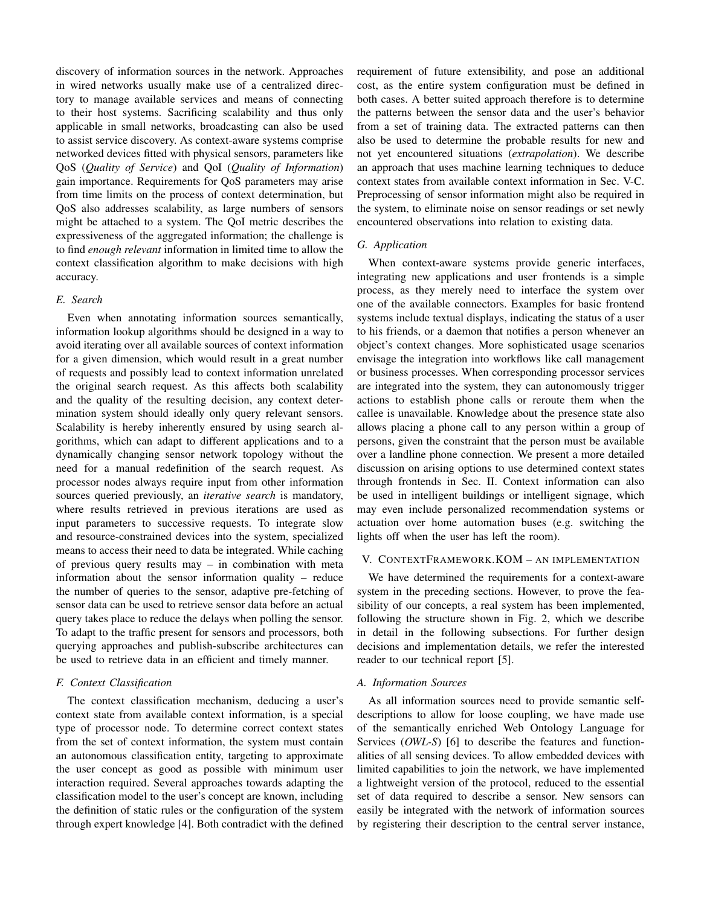discovery of information sources in the network. Approaches in wired networks usually make use of a centralized directory to manage available services and means of connecting to their host systems. Sacrificing scalability and thus only applicable in small networks, broadcasting can also be used to assist service discovery. As context-aware systems comprise networked devices fitted with physical sensors, parameters like QoS (*Quality of Service*) and QoI (*Quality of Information*) gain importance. Requirements for QoS parameters may arise from time limits on the process of context determination, but QoS also addresses scalability, as large numbers of sensors might be attached to a system. The QoI metric describes the expressiveness of the aggregated information; the challenge is to find *enough relevant* information in limited time to allow the context classification algorithm to make decisions with high accuracy.

### E. Search

Even when annotating information sources semantically, information lookup algorithms should be designed in a way to avoid iterating over all available sources of context information for a given dimension, which would result in a great number of requests and possibly lead to context information unrelated the original search request. As this affects both scalability and the quality of the resulting decision, any context determination system should ideally only query relevant sensors. Scalability is hereby inherently ensured by using search algorithms, which can adapt to different applications and to a dynamically changing sensor network topology without the need for a manual redefinition of the search request. As processor nodes always require input from other information sources queried previously, an *iterative search* is mandatory, where results retrieved in previous iterations are used as input parameters to successive requests. To integrate slow and resource-constrained devices into the system, specialized means to access their need to data be integrated. While caching of previous query results may – in combination with meta information about the sensor information quality – reduce the number of queries to the sensor, adaptive pre-fetching of sensor data can be used to retrieve sensor data before an actual query takes place to reduce the delays when polling the sensor. To adapt to the traffic present for sensors and processors, both querying approaches and publish-subscribe architectures can be used to retrieve data in an efficient and timely manner.

### F. Context Classification

The context classification mechanism, deducing a user's context state from available context information, is a special type of processor node. To determine correct context states from the set of context information, the system must contain an autonomous classification entity, targeting to approximate the user concept as good as possible with minimum user interaction required. Several approaches towards adapting the classification model to the user's concept are known, including the definition of static rules or the configuration of the system through expert knowledge [4]. Both contradict with the defined requirement of future extensibility, and pose an additional cost, as the entire system configuration must be defined in both cases. A better suited approach therefore is to determine the patterns between the sensor data and the user's behavior from a set of training data. The extracted patterns can then also be used to determine the probable results for new and not yet encountered situations (*extrapolation*). We describe an approach that uses machine learning techniques to deduce context states from available context information in Sec. V-C. Preprocessing of sensor information might also be required in the system, to eliminate noise on sensor readings or set newly encountered observations into relation to existing data.

### G. Application

When context-aware systems provide generic interfaces, integrating new applications and user frontends is a simple process, as they merely need to interface the system over one of the available connectors. Examples for basic frontend systems include textual displays, indicating the status of a user to his friends, or a daemon that notifies a person whenever an object's context changes. More sophisticated usage scenarios envisage the integration into workflows like call management or business processes. When corresponding processor services are integrated into the system, they can autonomously trigger actions to establish phone calls or reroute them when the callee is unavailable. Knowledge about the presence state also allows placing a phone call to any person within a group of persons, given the constraint that the person must be available over a landline phone connection. We present a more detailed discussion on arising options to use determined context states through frontends in Sec. II. Context information can also be used in intelligent buildings or intelligent signage, which may even include personalized recommendation systems or actuation over home automation buses (e.g. switching the lights off when the user has left the room).

## V. ContextFramework.KOM – an implementation

We have determined the requirements for a context-aware system in the preceding sections. However, to prove the feasibility of our concepts, a real system has been implemented, following the structure shown in Fig. 2, which we describe in detail in the following subsections. For further design decisions and implementation details, we refer the interested reader to our technical report [5].

### A. Information Sources

As all information sources need to provide semantic self-descriptions to allow for loose coupling, we have made use of the semantically enriched Web Ontology Language for Services (*OWL-S*) [6] to describe the features and functionalities of all sensing devices. To allow embedded devices with limited capabilities to join the network, we have implemented a lightweight version of the protocol, reduced to the essential set of data required to describe a sensor. New sensors can easily be integrated with the network of information sources by registering their description to the central server instance,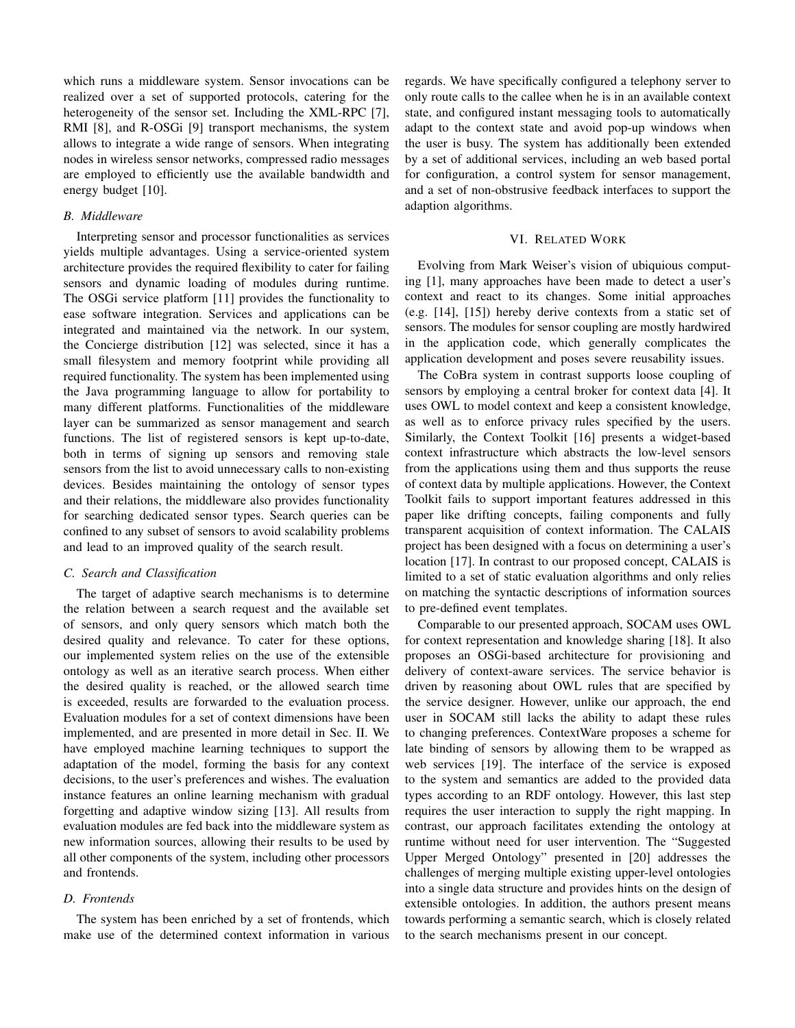which runs a middleware system. Sensor invocations can be realized over a set of supported protocols, catering for the heterogeneity of the sensor set. Including the XML-RPC [7], RMI [8], and R-OSGi [9] transport mechanisms, the system allows to integrate a wide range of sensors. When integrating nodes in wireless sensor networks, compressed radio messages are employed to efficiently use the available bandwidth and energy budget [10].

### B. Middleware

Interpreting sensor and processor functionalities as services yields multiple advantages. Using a service-oriented system architecture provides the required flexibility to cater for failing sensors and dynamic loading of modules during runtime. The OSGi service platform [11] provides the functionality to ease software integration. Services and applications can be integrated and maintained via the network. In our system, the Concierge distribution [12] was selected, since it has a small filesystem and memory footprint while providing all required functionality. The system has been implemented using the Java programming language to allow for portability to many different platforms. Functionalities of the middleware layer can be summarized as sensor management and search functions. The list of registered sensors is kept up-to-date, both in terms of signing up sensors and removing stale sensors from the list to avoid unnecessary calls to non-existing devices. Besides maintaining the ontology of sensor types and their relations, the middleware also provides functionality for searching dedicated sensor types. Search queries can be confined to any subset of sensors to avoid scalability problems and lead to an improved quality of the search result.

### C. Search and Classification

The target of adaptive search mechanisms is to determine the relation between a search request and the available set of sensors, and only query sensors which match both the desired quality and relevance. To cater for these options, our implemented system relies on the use of the extensible ontology as well as an iterative search process. When either the desired quality is reached, or the allowed search time is exceeded, results are forwarded to the evaluation process. Evaluation modules for a set of context dimensions have been implemented, and are presented in more detail in Sec. II. We have employed machine learning techniques to support the adaptation of the model, forming the basis for any context decisions, to the user's preferences and wishes. The evaluation instance features an online learning mechanism with gradual forgetting and adaptive window sizing [13]. All results from evaluation modules are fed back into the middleware system as new information sources, allowing their results to be used by all other components of the system, including other processors and frontends.

### D. Frontends

The system has been enriched by a set of frontends, which make use of the determined context information in various regards. We have specifically configured a telephony server to only route calls to the callee when he is in an available context state, and configured instant messaging tools to automatically adapt to the context state and avoid pop-up windows when the user is busy. The system has additionally been extended by a set of additional services, including an web based portal for configuration, a control system for sensor management, and a set of non-obstrusive feedback interfaces to support the adaption algorithms.

## VI. Related Work

Evolving from Mark Weiser's vision of ubiquious computing [1], many approaches have been made to detect a user's context and react to its changes. Some initial approaches (e.g. [14], [15]) hereby derive contexts from a static set of sensors. The modules for sensor coupling are mostly hardwired in the application code, which generally complicates the application development and poses severe reusability issues.

The CoBra system in contrast supports loose coupling of sensors by employing a central broker for context data [4]. It uses OWL to model context and keep a consistent knowledge, as well as to enforce privacy rules specified by the users. Similarly, the Context Toolkit [16] presents a widget-based context infrastructure which abstracts the low-level sensors from the applications using them and thus supports the reuse of context data by multiple applications. However, the Context Toolkit fails to support important features addressed in this paper like drifting concepts, failing components and fully transparent acquisition of context information. The CALAIS project has been designed with a focus on determining a user's location [17]. In contrast to our proposed concept, CALAIS is limited to a set of static evaluation algorithms and only relies on matching the syntactic descriptions of information sources to pre-defined event templates.

Comparable to our presented approach, SOCAM uses OWL for context representation and knowledge sharing [18]. It also proposes an OSGi-based architecture for provisioning and delivery of context-aware services. The service behavior is driven by reasoning about OWL rules that are specified by the service designer. However, unlike our approach, the end user in SOCAM still lacks the ability to adapt these rules to changing preferences. ContextWare proposes a scheme for late binding of sensors by allowing them to be wrapped as web services [19]. The interface of the service is exposed to the system and semantics are added to the provided data types according to an RDF ontology. However, this last step requires the user interaction to supply the right mapping. In contrast, our approach facilitates extending the ontology at runtime without need for user intervention. The "Suggested Upper Merged Ontology" presented in [20] addresses the challenges of merging multiple existing upper-level ontologies into a single data structure and provides hints on the design of extensible ontologies. In addition, the authors present means towards performing a semantic search, which is closely related to the search mechanisms present in our concept.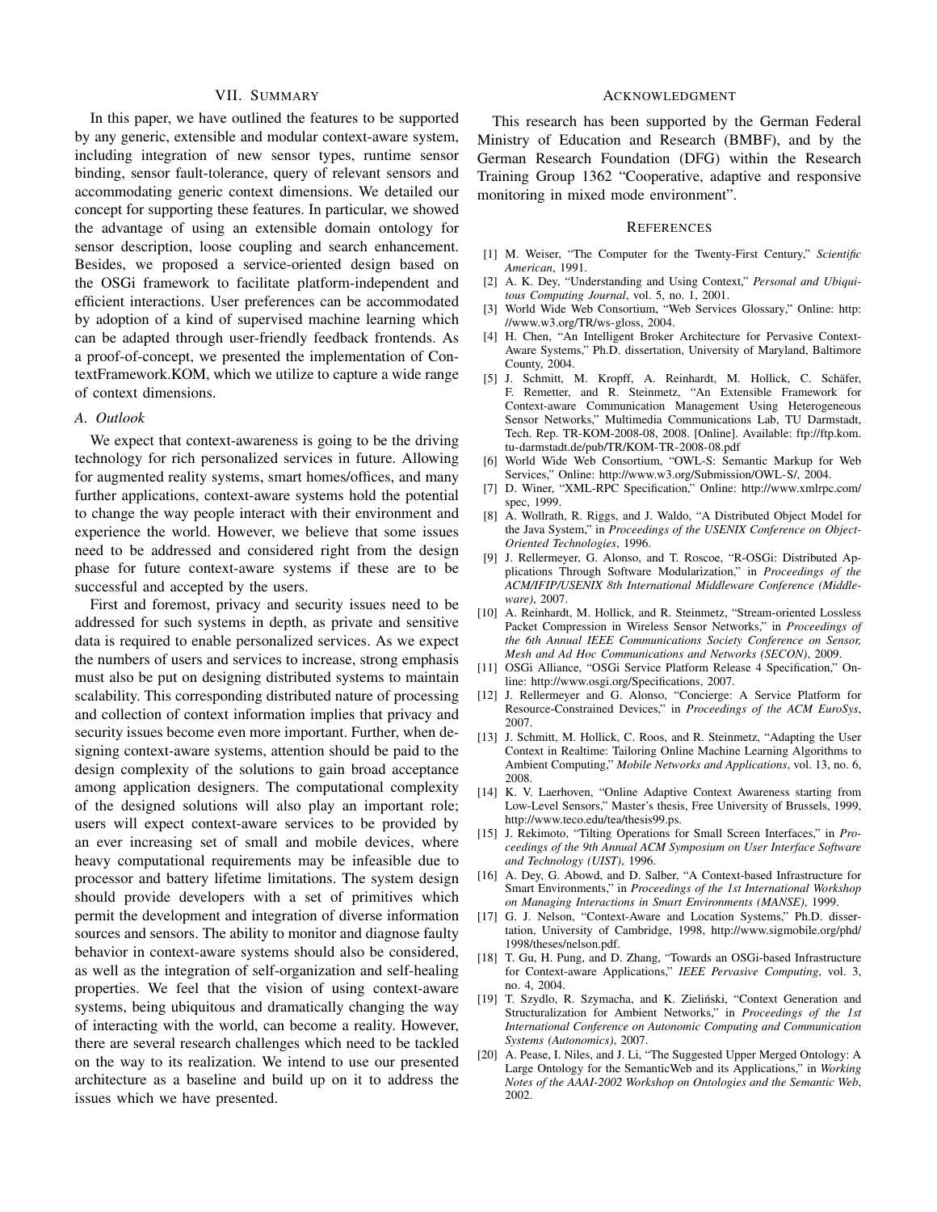## VII. Summary

In this paper, we have outlined the features to be supported by any generic, extensible and modular context-aware system, including integration of new sensor types, runtime sensor binding, sensor fault-tolerance, query of relevant sensors and accommodating generic context dimensions. We detailed our concept for supporting these features. In particular, we showed the advantage of using an extensible domain ontology for sensor description, loose coupling and search enhancement. Besides, we proposed a service-oriented design based on the OSGi framework to facilitate platform-independent and efficient interactions. User preferences can be accommodated by adoption of a kind of supervised machine learning which can be adapted through user-friendly feedback frontends. As a proof-of-concept, we presented the implementation of ContextFramework.KOM, which we utilize to capture a wide range of context dimensions.

### A. Outlook

We expect that context-awareness is going to be the driving technology for rich personalized services in future. Allowing for augmented reality systems, smart homes/offices, and many further applications, context-aware systems hold the potential to change the way people interact with their environment and experience the world. However, we believe that some issues need to be addressed and considered right from the design phase for future context-aware systems if these are to be successful and accepted by the users.

First and foremost, privacy and security issues need to be addressed for such systems in depth, as private and sensitive data is required to enable personalized services. As we expect the numbers of users and services to increase, strong emphasis must also be put on designing distributed systems to maintain scalability. This corresponding distributed nature of processing and collection of context information implies that privacy and security issues become even more important. Further, when designing context-aware systems, attention should be paid to the design complexity of the solutions to gain broad acceptance among application designers. The computational complexity of the designed solutions will also play an important role; users will expect context-aware services to be provided by an ever increasing set of small and mobile devices, where heavy computational requirements may be infeasible due to processor and battery lifetime limitations. The system design should provide developers with a set of primitives which permit the development and integration of diverse information sources and sensors. The ability to monitor and diagnose faulty behavior in context-aware systems should also be considered, as well as the integration of self-organization and self-healing properties. We feel that the vision of using context-aware systems, being ubiquitous and dramatically changing the way of interacting with the world, can become a reality. However, there are several research challenges which need to be tackled on the way to its realization. We intend to use our presented architecture as a baseline and build up on it to address the issues which we have presented.

## Acknowledgment

This research has been supported by the German Federal Ministry of Education and Research (BMBF), and by the German Research Foundation (DFG) within the Research Training Group 1362 "Cooperative, adaptive and responsive monitoring in mixed mode environment".

## References

[1] M. Weiser, "The Computer for the Twenty-First Century," *Scientific American*, 1991.

[2] A. K. Dey, "Understanding and Using Context," *Personal and Ubiquitous Computing Journal*, vol. 5, no. 1, 2001.

[3] World Wide Web Consortium, "Web Services Glossary," Online: http://www.w3.org/TR/ws-gloss, 2004.

[4] H. Chen, "An Intelligent Broker Architecture for Pervasive Context-Aware Systems," Ph.D. dissertation, University of Maryland, Baltimore County, 2004.

[5] J. Schmitt, M. Kropff, A. Reinhardt, M. Hollick, C. Schäfer, F. Remetter, and R. Steinmetz, "An Extensible Framework for Context-aware Communication Management Using Heterogeneous Sensor Networks," Multimedia Communications Lab, TU Darmstadt, Tech. Rep. TR-KOM-2008-08, 2008. [Online]. Available: ftp://ftp.kom.tu-darmstadt.de/pub/TR/KOM-TR-2008-08.pdf

[6] World Wide Web Consortium, "OWL-S: Semantic Markup for Web Services," Online: http://www.w3.org/Submission/OWL-S/, 2004.

[7] D. Winer, "XML-RPC Specification," Online: http://www.xmlrpc.com/spec, 1999.

[8] A. Wollrath, R. Riggs, and J. Waldo, "A Distributed Object Model for the Java System," in *Proceedings of the USENIX Conference on Object-Oriented Technologies*, 1996.

[9] J. Rellermeyer, G. Alonso, and T. Roscoe, "R-OSGi: Distributed Applications Through Software Modularization," in *Proceedings of the ACM/IFIP/USENIX 8th International Middleware Conference (Middleware)*, 2007.

[10] A. Reinhardt, M. Hollick, and R. Steinmetz, "Stream-oriented Lossless Packet Compression in Wireless Sensor Networks," in *Proceedings of the 6th Annual IEEE Communications Society Conference on Sensor, Mesh and Ad Hoc Communications and Networks (SECON)*, 2009.

[11] OSGi Alliance, "OSGi Service Platform Release 4 Specification," Online: http://www.osgi.org/Specifications, 2007.

[12] J. Rellermeyer and G. Alonso, "Concierge: A Service Platform for Resource-Constrained Devices," in *Proceedings of the ACM EuroSys*, 2007.

[13] J. Schmitt, M. Hollick, C. Roos, and R. Steinmetz, "Adapting the User Context in Realtime: Tailoring Online Machine Learning Algorithms to Ambient Computing," *Mobile Networks and Applications*, vol. 13, no. 6, 2008.

[14] K. V. Laerhoven, "Online Adaptive Context Awareness starting from Low-Level Sensors," Master's thesis, Free University of Brussels, 1999, http://www.teco.edu/tea/thesis99.ps.

[15] J. Rekimoto, "Tilting Operations for Small Screen Interfaces," in *Proceedings of the 9th Annual ACM Symposium on User Interface Software and Technology (UIST)*, 1996.

[16] A. Dey, G. Abowd, and D. Salber, "A Context-based Infrastructure for Smart Environments," in *Proceedings of the 1st International Workshop on Managing Interactions in Smart Environments (MANSE)*, 1999.

[17] G. J. Nelson, "Context-Aware and Location Systems," Ph.D. dissertation, University of Cambridge, 1998, http://www.sigmobile.org/phd/1998/theses/nelson.pdf.

[18] T. Gu, H. Pung, and D. Zhang, "Towards an OSGi-based Infrastructure for Context-aware Applications," *IEEE Pervasive Computing*, vol. 3, no. 4, 2004.

[19] T. Szydlo, R. Szymacha, and K. Zieliński, "Context Generation and Structuralization for Ambient Networks," in *Proceedings of the 1st International Conference on Autonomic Computing and Communication Systems (Autonomics)*, 2007.

[20] A. Pease, I. Niles, and J. Li, "The Suggested Upper Merged Ontology: A Large Ontology for the SemanticWeb and its Applications," in *Working Notes of the AAAI-2002 Workshop on Ontologies and the Semantic Web*, 2002.